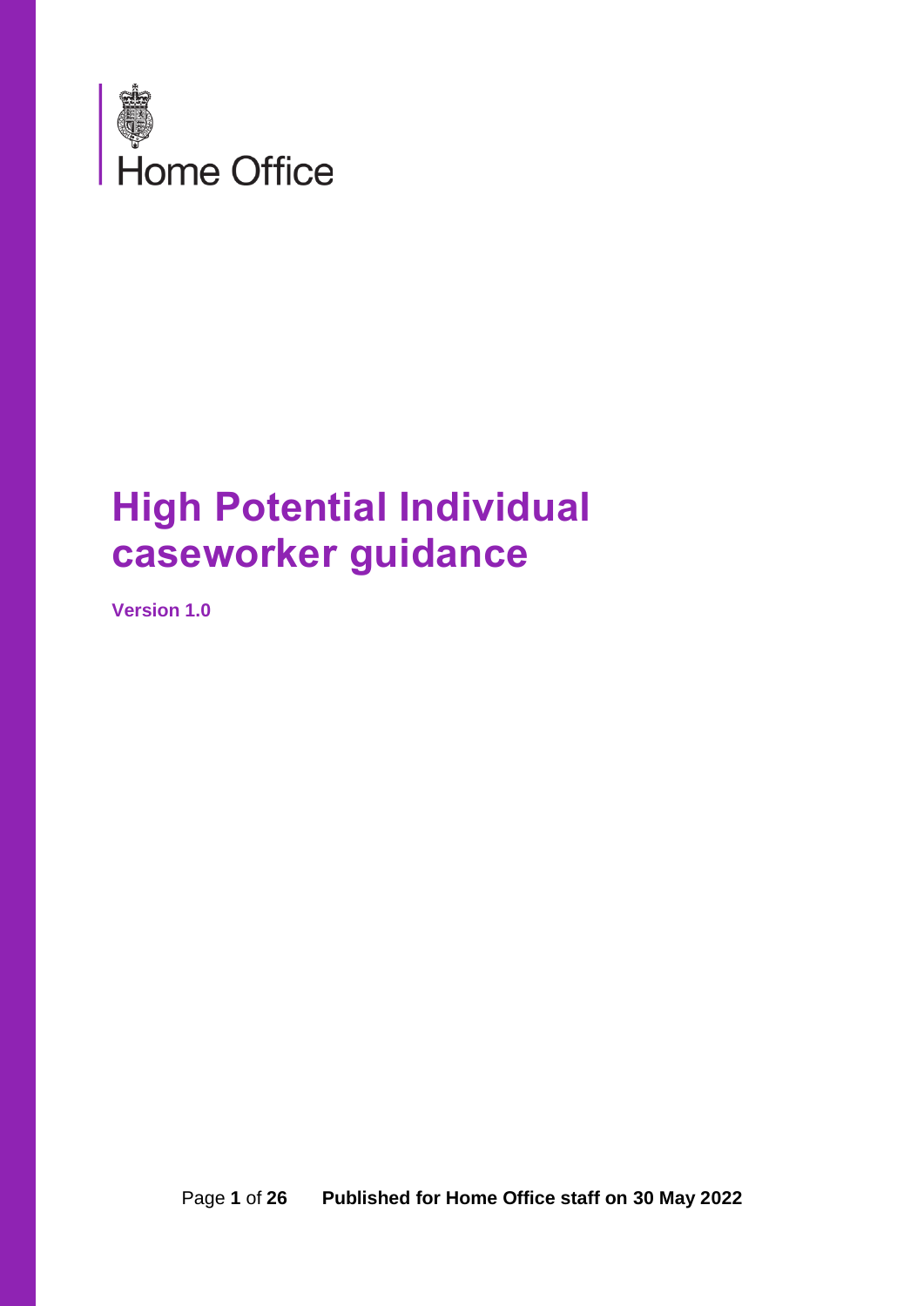Home Office

# High Potential Individual caseworker guidance

**Version 1.0**

**Published for Home Office staff on 30 May 2022**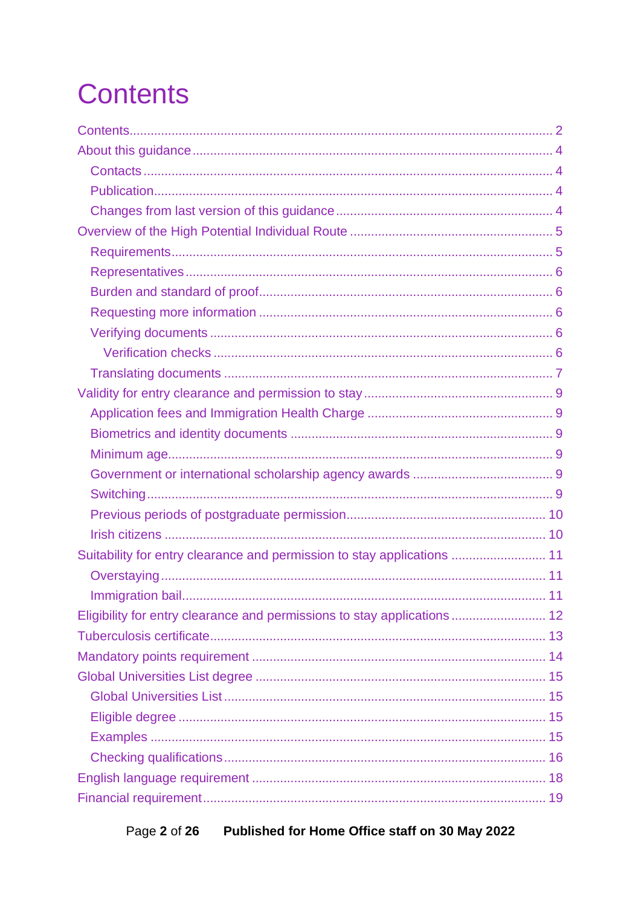# Contents

Contents ........................................................................................................ 2

About this guidance ....................................................................................... 4

- Contacts ................................................................................................... 4
- Publication ............................................................................................... 4
- Changes from last version of this guidance ............................................. 4

Overview of the High Potential Individual Route ............................................ 5

- Requirements ........................................................................................... 5
- Representatives ........................................................................................ 6
- Burden and standard of proof ................................................................... 6
- Requesting more information ................................................................... 6
- Verifying documents ................................................................................. 6
  - Verification checks ............................................................................... 6
- Translating documents ............................................................................. 7

Validity for entry clearance and permission to stay ........................................ 9

- Application fees and Immigration Health Charge ..................................... 9
- Biometrics and identity documents ........................................................... 9
- Minimum age ............................................................................................ 9
- Government or international scholarship agency awards ......................... 9
- Switching .................................................................................................. 9
- Previous periods of postgraduate permission .......................................... 10
- Irish citizens ............................................................................................ 10

Suitability for entry clearance and permission to stay applications ............... 11

- Overstaying ............................................................................................. 11
- Immigration bail ....................................................................................... 11

Eligibility for entry clearance and permissions to stay applications ............... 12

Tuberculosis certificate .................................................................................. 13

Mandatory points requirement ....................................................................... 14

Global Universities List degree ..................................................................... 15

- Global Universities List ............................................................................ 15
- Eligible degree ......................................................................................... 15
- Examples ................................................................................................. 15
- Checking qualifications ............................................................................ 16

English language requirement ....................................................................... 18

Financial requirement ..................................................................................... 19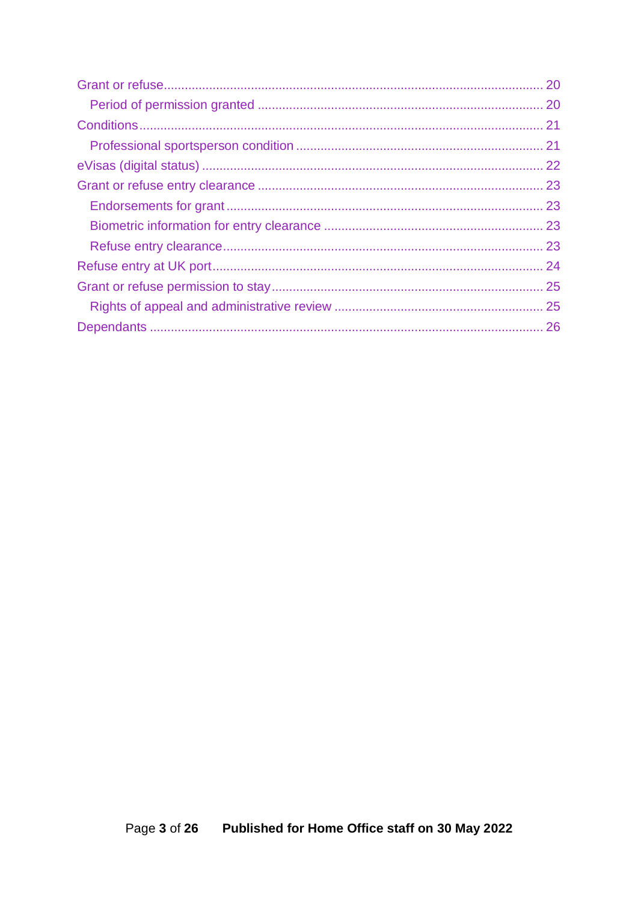Grant or refuse ........................................................................................................ 20

- Period of permission granted ............................................................................. 20

Conditions ................................................................................................................ 21

- Professional sportsperson condition .................................................................. 21

eVisas (digital status) ............................................................................................... 22

Grant or refuse entry clearance ............................................................................... 23

- Endorsements for grant ...................................................................................... 23
- Biometric information for entry clearance ........................................................... 23
- Refuse entry clearance ....................................................................................... 23

Refuse entry at UK port ........................................................................................... 24

Grant or refuse permission to stay ........................................................................... 25

- Rights of appeal and administrative review ........................................................ 25

Dependants .............................................................................................................. 26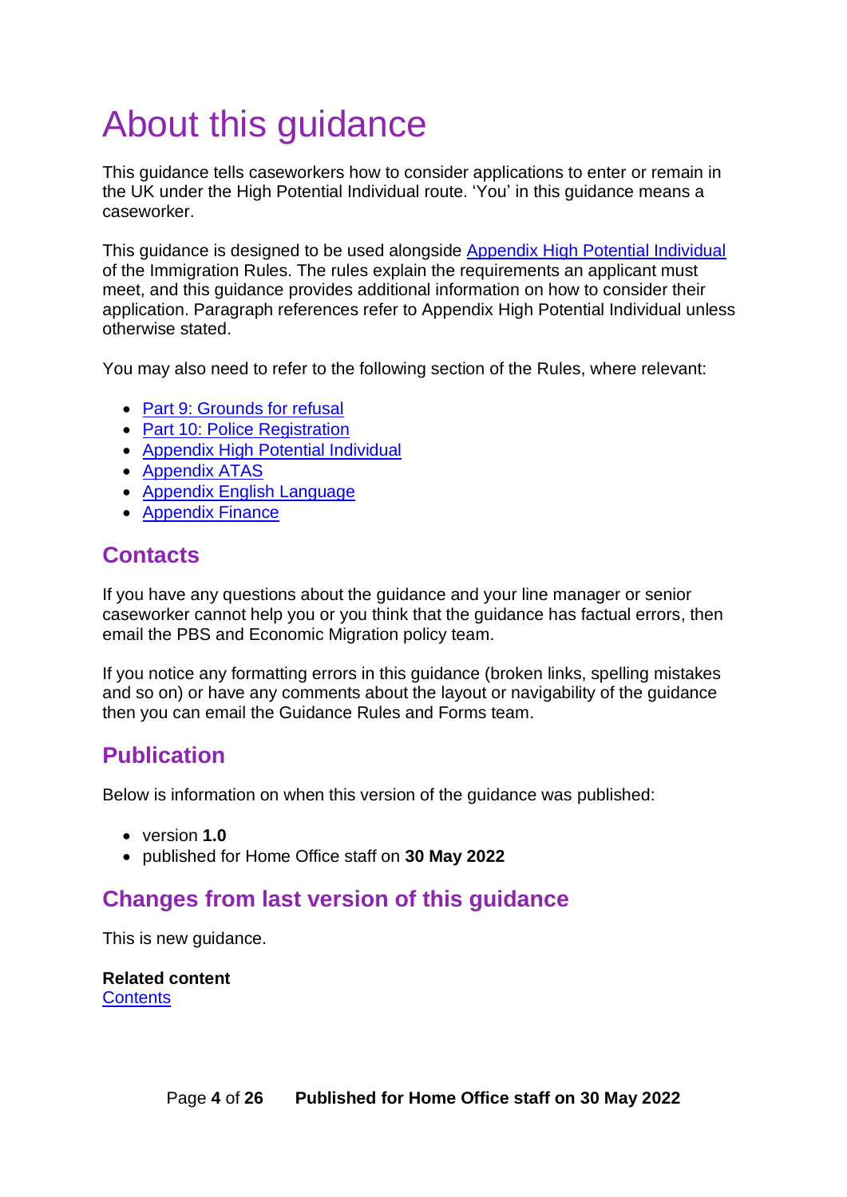# About this guidance

This guidance tells caseworkers how to consider applications to enter or remain in the UK under the High Potential Individual route. 'You' in this guidance means a caseworker.

This guidance is designed to be used alongside Appendix High Potential Individual of the Immigration Rules. The rules explain the requirements an applicant must meet, and this guidance provides additional information on how to consider their application. Paragraph references refer to Appendix High Potential Individual unless otherwise stated.

You may also need to refer to the following section of the Rules, where relevant:

- Part 9: Grounds for refusal
- Part 10: Police Registration
- Appendix High Potential Individual
- Appendix ATAS
- Appendix English Language
- Appendix Finance

## Contacts

If you have any questions about the guidance and your line manager or senior caseworker cannot help you or you think that the guidance has factual errors, then email the PBS and Economic Migration policy team.

If you notice any formatting errors in this guidance (broken links, spelling mistakes and so on) or have any comments about the layout or navigability of the guidance then you can email the Guidance Rules and Forms team.

## Publication

Below is information on when this version of the guidance was published:

- version **1.0**
- published for Home Office staff on **30 May 2022**

## Changes from last version of this guidance

This is new guidance.

**Related content**
Contents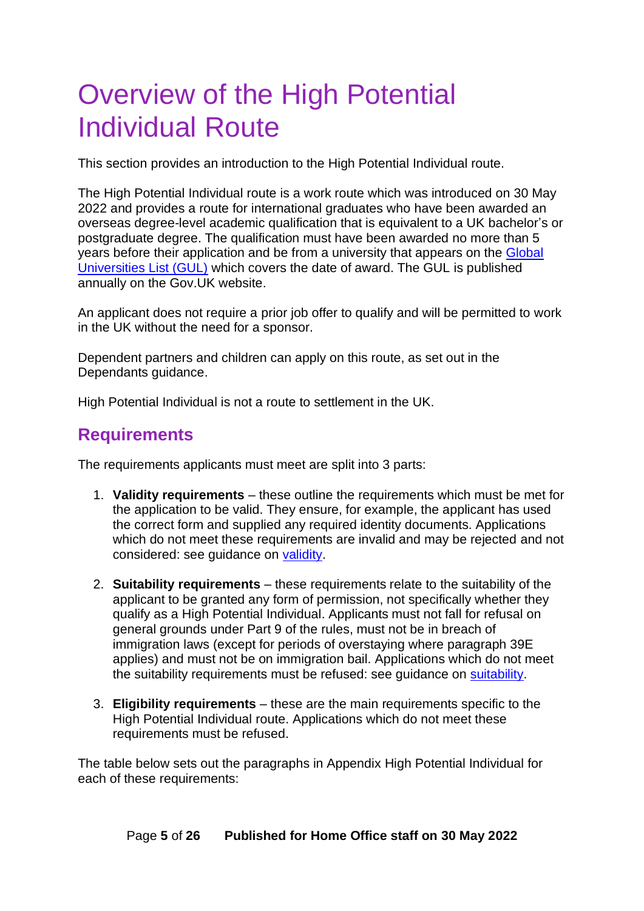# Overview of the High Potential Individual Route

This section provides an introduction to the High Potential Individual route.

The High Potential Individual route is a work route which was introduced on 30 May 2022 and provides a route for international graduates who have been awarded an overseas degree-level academic qualification that is equivalent to a UK bachelor's or postgraduate degree. The qualification must have been awarded no more than 5 years before their application and be from a university that appears on the Global Universities List (GUL) which covers the date of award. The GUL is published annually on the Gov.UK website.

An applicant does not require a prior job offer to qualify and will be permitted to work in the UK without the need for a sponsor.

Dependent partners and children can apply on this route, as set out in the Dependants guidance.

High Potential Individual is not a route to settlement in the UK.

## Requirements

The requirements applicants must meet are split into 3 parts:

1. **Validity requirements** – these outline the requirements which must be met for the application to be valid. They ensure, for example, the applicant has used the correct form and supplied any required identity documents. Applications which do not meet these requirements are invalid and may be rejected and not considered: see guidance on validity.

2. **Suitability requirements** – these requirements relate to the suitability of the applicant to be granted any form of permission, not specifically whether they qualify as a High Potential Individual. Applicants must not fall for refusal on general grounds under Part 9 of the rules, must not be in breach of immigration laws (except for periods of overstaying where paragraph 39E applies) and must not be on immigration bail. Applications which do not meet the suitability requirements must be refused: see guidance on suitability.

3. **Eligibility requirements** – these are the main requirements specific to the High Potential Individual route. Applications which do not meet these requirements must be refused.

The table below sets out the paragraphs in Appendix High Potential Individual for each of these requirements: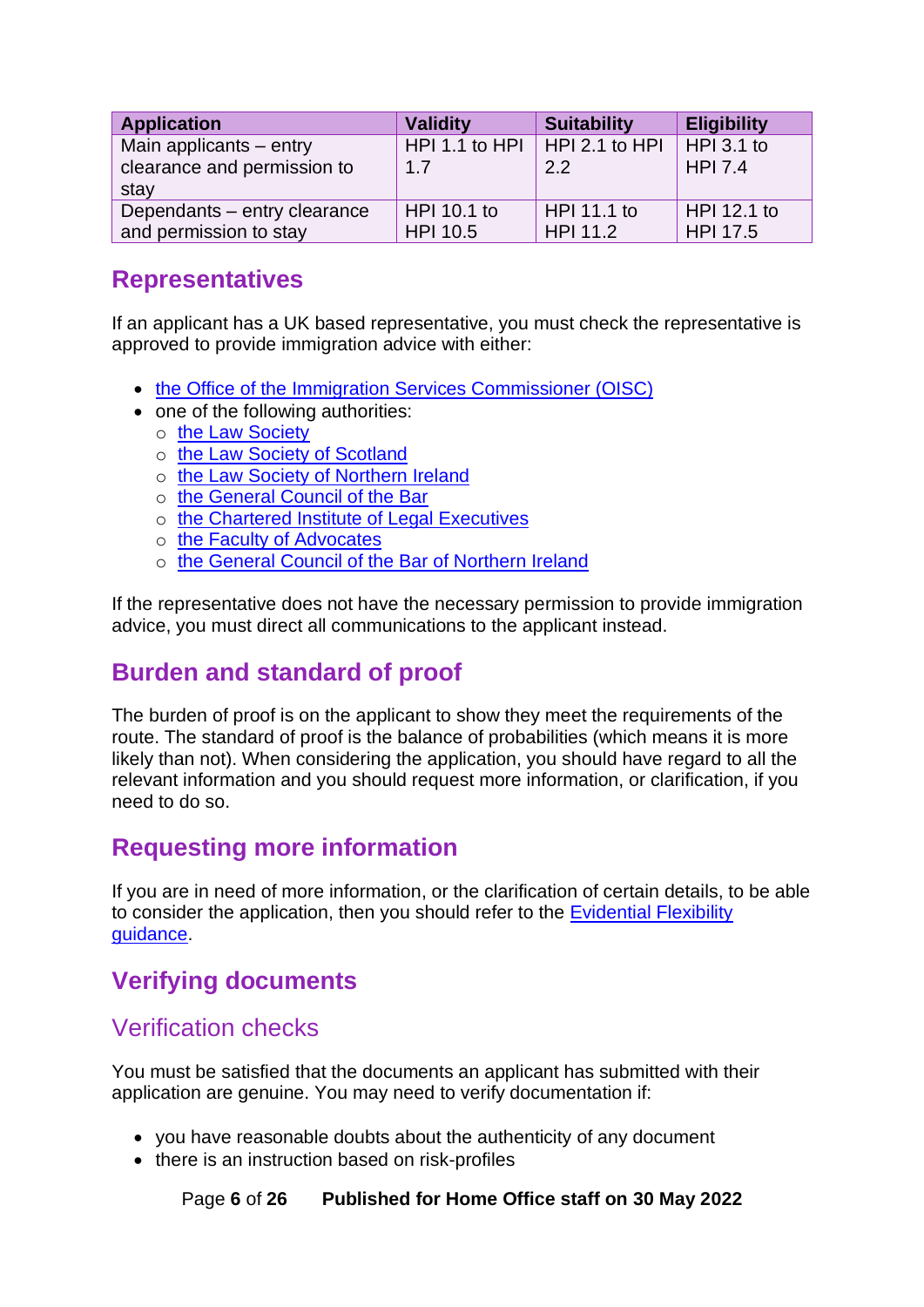| Application | Validity | Suitability | Eligibility |
|---|---|---|---|
| Main applicants – entry clearance and permission to stay | HPI 1.1 to HPI 1.7 | HPI 2.1 to HPI 2.2 | HPI 3.1 to HPI 7.4 |
| Dependants – entry clearance and permission to stay | HPI 10.1 to HPI 10.5 | HPI 11.1 to HPI 11.2 | HPI 12.1 to HPI 17.5 |

## Representatives

If an applicant has a UK based representative, you must check the representative is approved to provide immigration advice with either:

- the Office of the Immigration Services Commissioner (OISC)
- one of the following authorities:
  - the Law Society
  - the Law Society of Scotland
  - the Law Society of Northern Ireland
  - the General Council of the Bar
  - the Chartered Institute of Legal Executives
  - the Faculty of Advocates
  - the General Council of the Bar of Northern Ireland

If the representative does not have the necessary permission to provide immigration advice, you must direct all communications to the applicant instead.

## Burden and standard of proof

The burden of proof is on the applicant to show they meet the requirements of the route. The standard of proof is the balance of probabilities (which means it is more likely than not). When considering the application, you should have regard to all the relevant information and you should request more information, or clarification, if you need to do so.

## Requesting more information

If you are in need of more information, or the clarification of certain details, to be able to consider the application, then you should refer to the Evidential Flexibility guidance.

## Verifying documents

### Verification checks

You must be satisfied that the documents an applicant has submitted with their application are genuine. You may need to verify documentation if:

- you have reasonable doubts about the authenticity of any document
- there is an instruction based on risk-profiles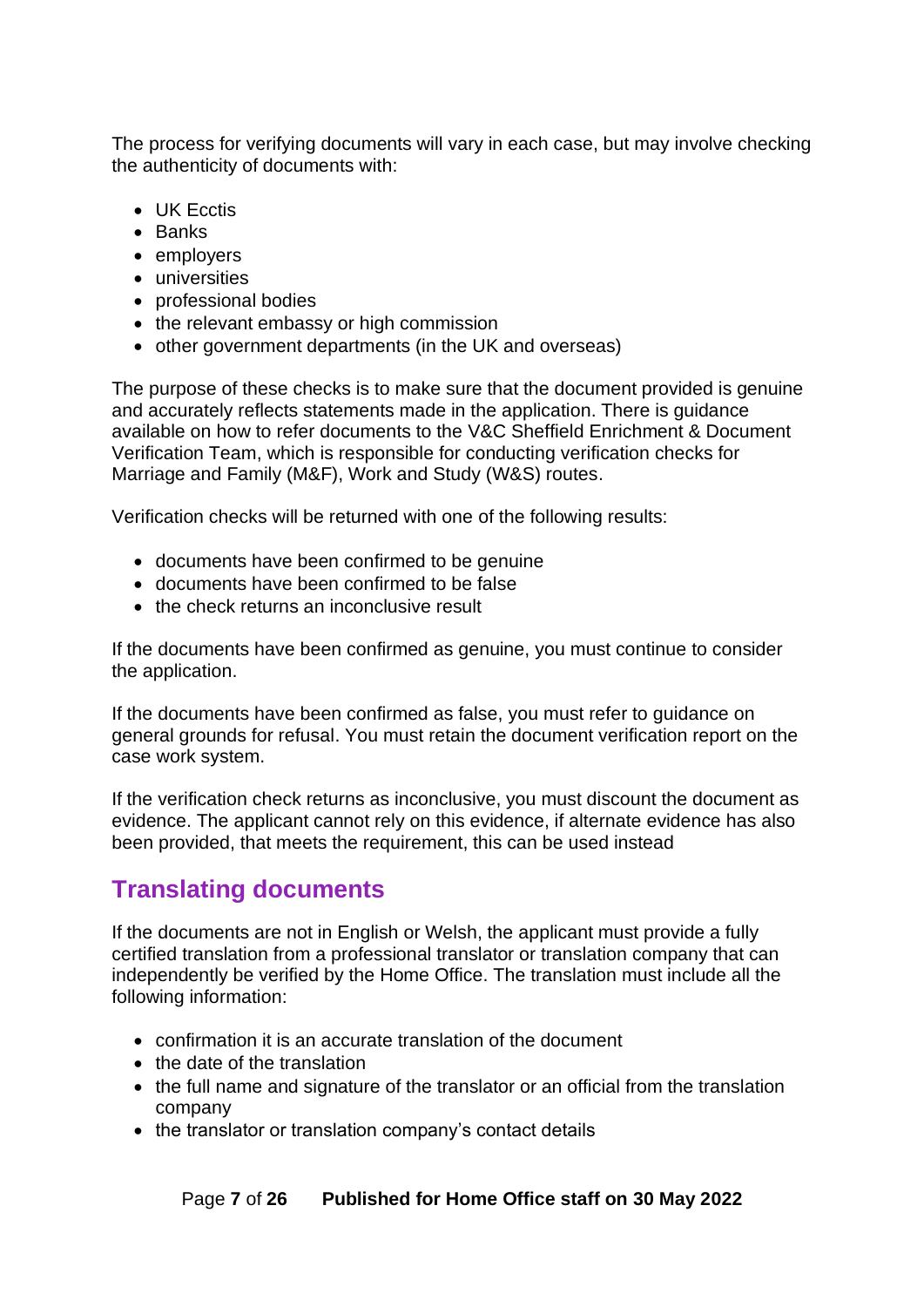The process for verifying documents will vary in each case, but may involve checking the authenticity of documents with:

- UK Ecctis
- Banks
- employers
- universities
- professional bodies
- the relevant embassy or high commission
- other government departments (in the UK and overseas)

The purpose of these checks is to make sure that the document provided is genuine and accurately reflects statements made in the application. There is guidance available on how to refer documents to the V&C Sheffield Enrichment & Document Verification Team, which is responsible for conducting verification checks for Marriage and Family (M&F), Work and Study (W&S) routes.

Verification checks will be returned with one of the following results:

- documents have been confirmed to be genuine
- documents have been confirmed to be false
- the check returns an inconclusive result

If the documents have been confirmed as genuine, you must continue to consider the application.

If the documents have been confirmed as false, you must refer to guidance on general grounds for refusal. You must retain the document verification report on the case work system.

If the verification check returns as inconclusive, you must discount the document as evidence. The applicant cannot rely on this evidence, if alternate evidence has also been provided, that meets the requirement, this can be used instead

## Translating documents

If the documents are not in English or Welsh, the applicant must provide a fully certified translation from a professional translator or translation company that can independently be verified by the Home Office. The translation must include all the following information:

- confirmation it is an accurate translation of the document
- the date of the translation
- the full name and signature of the translator or an official from the translation company
- the translator or translation company's contact details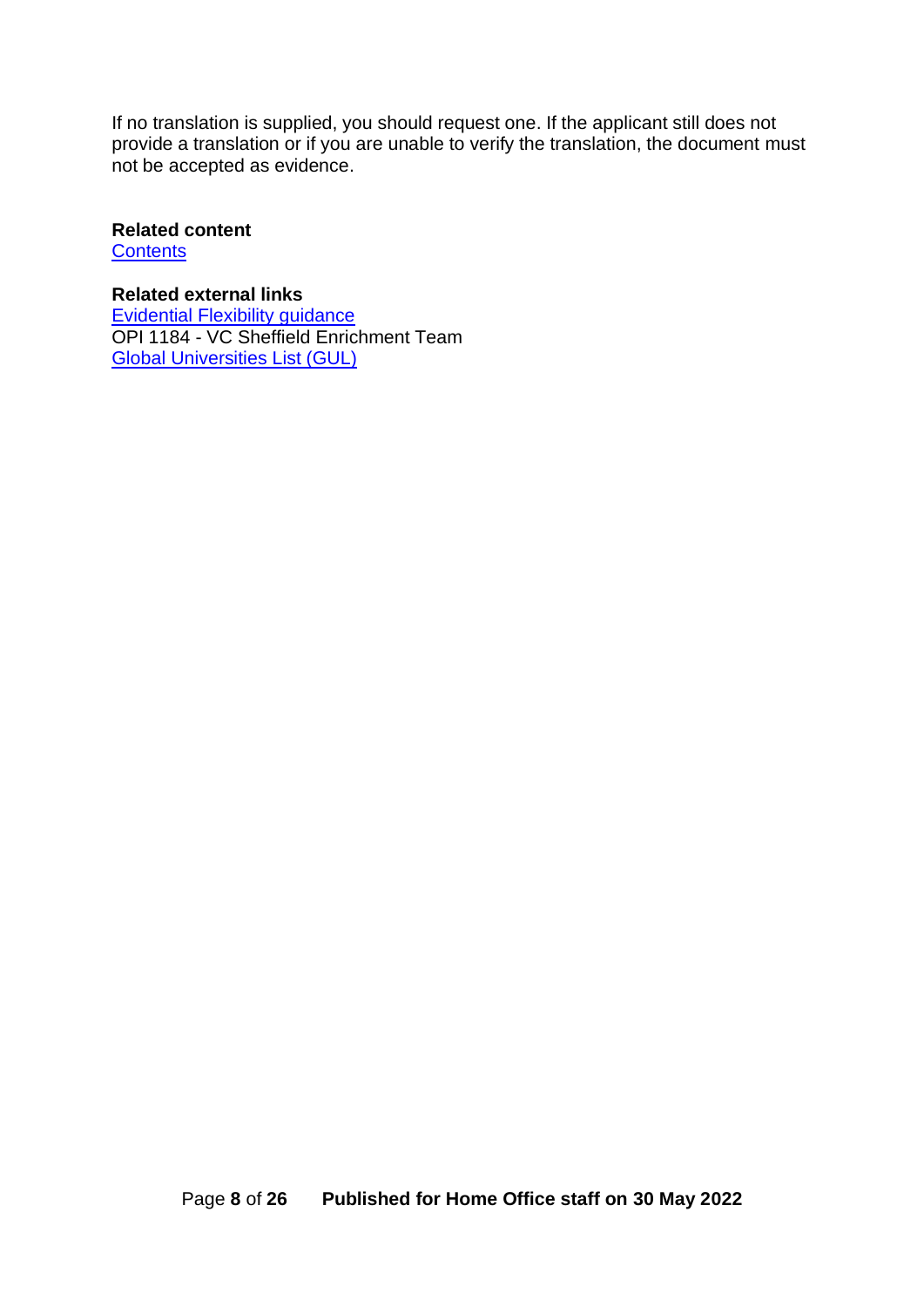If no translation is supplied, you should request one. If the applicant still does not provide a translation or if you are unable to verify the translation, the document must not be accepted as evidence.

**Related content**
Contents

**Related external links**
Evidential Flexibility guidance
OPI 1184 - VC Sheffield Enrichment Team
Global Universities List (GUL)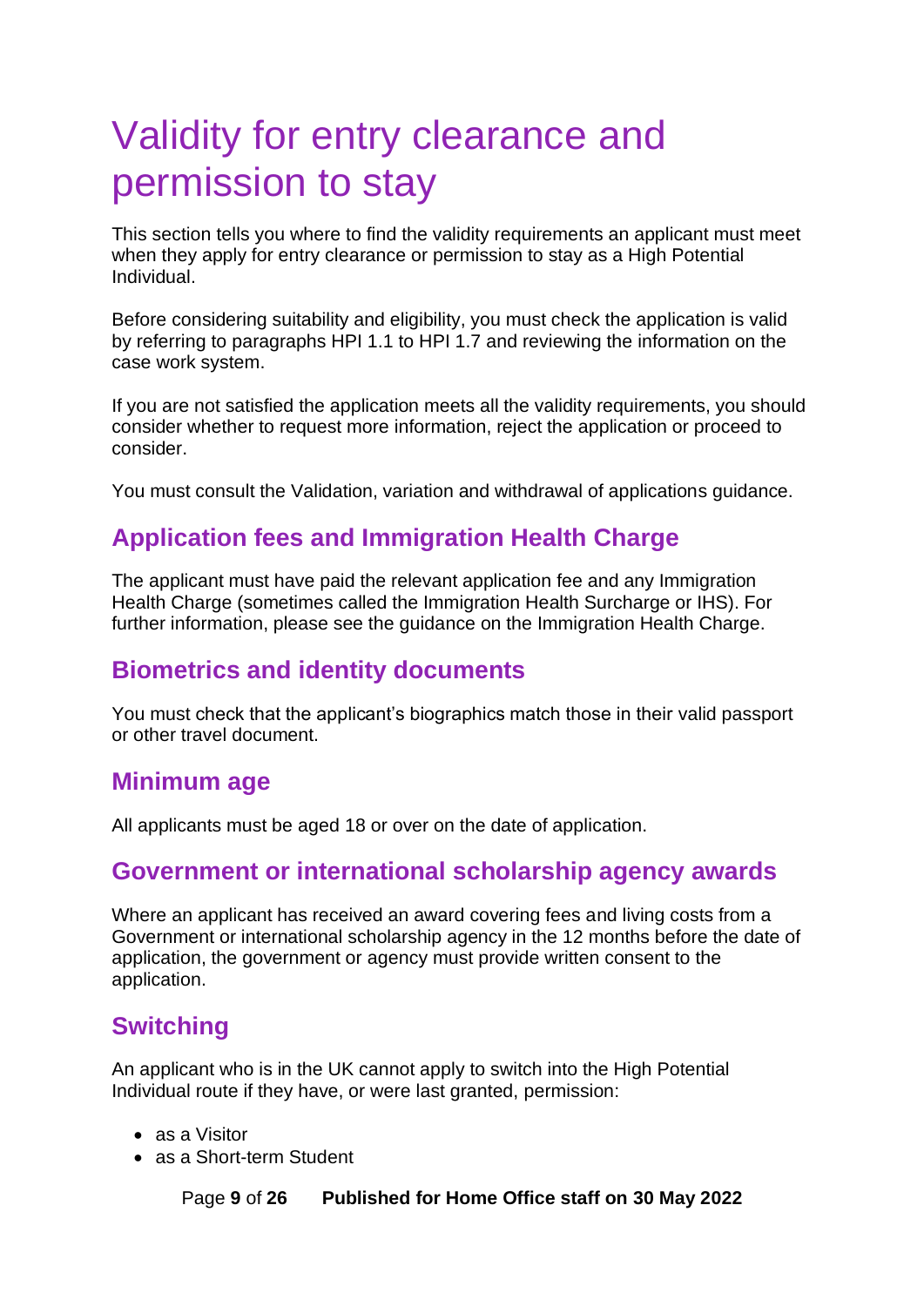# Validity for entry clearance and permission to stay

This section tells you where to find the validity requirements an applicant must meet when they apply for entry clearance or permission to stay as a High Potential Individual.

Before considering suitability and eligibility, you must check the application is valid by referring to paragraphs HPI 1.1 to HPI 1.7 and reviewing the information on the case work system.

If you are not satisfied the application meets all the validity requirements, you should consider whether to request more information, reject the application or proceed to consider.

You must consult the Validation, variation and withdrawal of applications guidance.

## Application fees and Immigration Health Charge

The applicant must have paid the relevant application fee and any Immigration Health Charge (sometimes called the Immigration Health Surcharge or IHS). For further information, please see the guidance on the Immigration Health Charge.

## Biometrics and identity documents

You must check that the applicant's biographics match those in their valid passport or other travel document.

## Minimum age

All applicants must be aged 18 or over on the date of application.

## Government or international scholarship agency awards

Where an applicant has received an award covering fees and living costs from a Government or international scholarship agency in the 12 months before the date of application, the government or agency must provide written consent to the application.

## Switching

An applicant who is in the UK cannot apply to switch into the High Potential Individual route if they have, or were last granted, permission:

- as a Visitor
- as a Short-term Student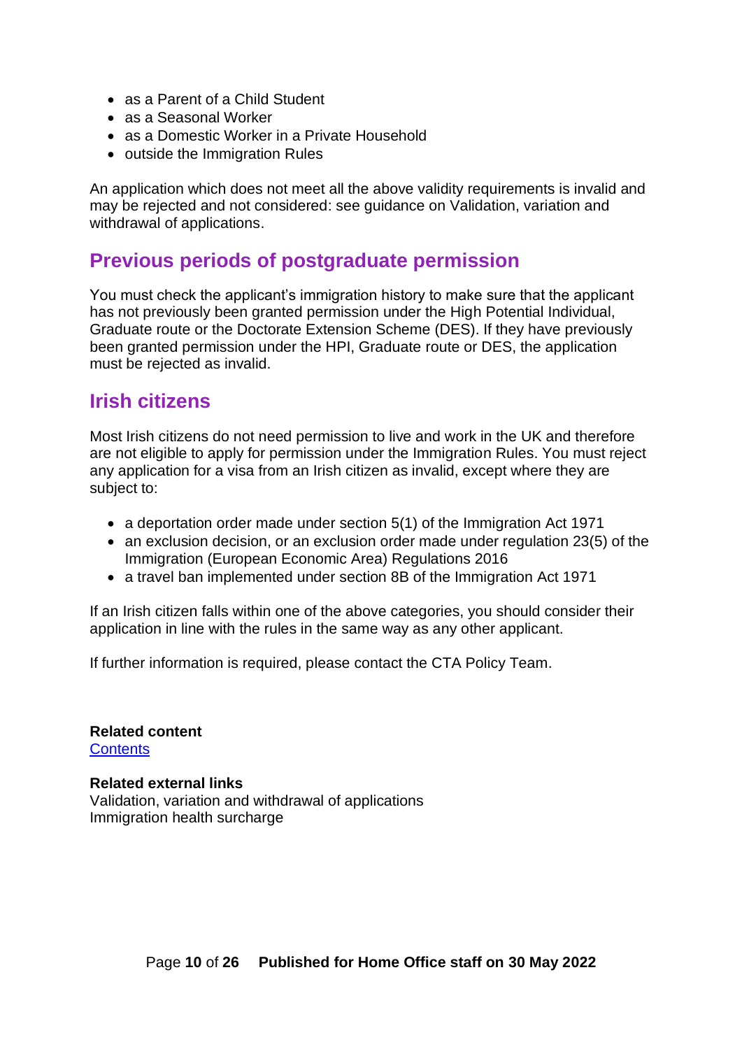- as a Parent of a Child Student
- as a Seasonal Worker
- as a Domestic Worker in a Private Household
- outside the Immigration Rules

An application which does not meet all the above validity requirements is invalid and may be rejected and not considered: see guidance on Validation, variation and withdrawal of applications.

## Previous periods of postgraduate permission

You must check the applicant's immigration history to make sure that the applicant has not previously been granted permission under the High Potential Individual, Graduate route or the Doctorate Extension Scheme (DES). If they have previously been granted permission under the HPI, Graduate route or DES, the application must be rejected as invalid.

## Irish citizens

Most Irish citizens do not need permission to live and work in the UK and therefore are not eligible to apply for permission under the Immigration Rules. You must reject any application for a visa from an Irish citizen as invalid, except where they are subject to:

- a deportation order made under section 5(1) of the Immigration Act 1971
- an exclusion decision, or an exclusion order made under regulation 23(5) of the Immigration (European Economic Area) Regulations 2016
- a travel ban implemented under section 8B of the Immigration Act 1971

If an Irish citizen falls within one of the above categories, you should consider their application in line with the rules in the same way as any other applicant.

If further information is required, please contact the CTA Policy Team.

**Related content**
[Contents]

**Related external links**
Validation, variation and withdrawal of applications
Immigration health surcharge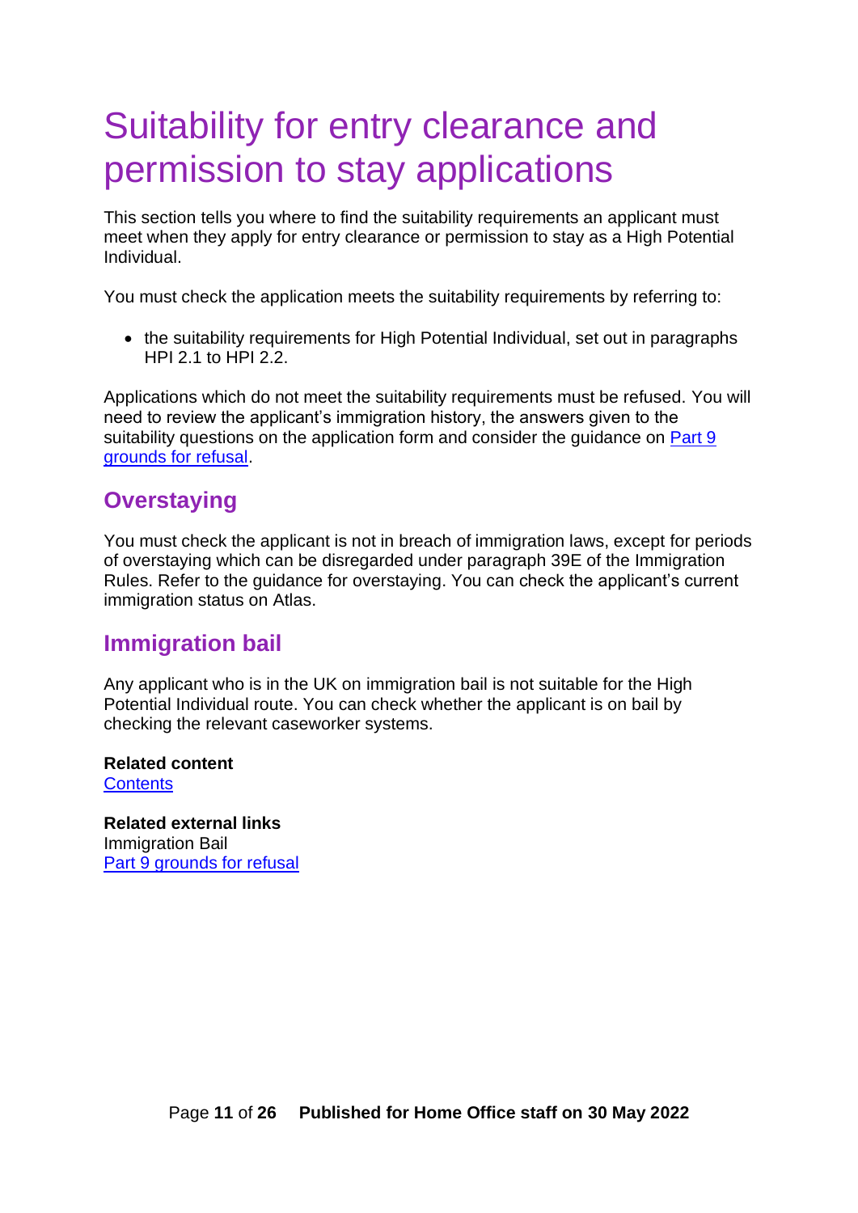# Suitability for entry clearance and permission to stay applications

This section tells you where to find the suitability requirements an applicant must meet when they apply for entry clearance or permission to stay as a High Potential Individual.

You must check the application meets the suitability requirements by referring to:

- the suitability requirements for High Potential Individual, set out in paragraphs HPI 2.1 to HPI 2.2.

Applications which do not meet the suitability requirements must be refused. You will need to review the applicant's immigration history, the answers given to the suitability questions on the application form and consider the guidance on [Part 9 grounds for refusal](#).

## Overstaying

You must check the applicant is not in breach of immigration laws, except for periods of overstaying which can be disregarded under paragraph 39E of the Immigration Rules. Refer to the guidance for overstaying. You can check the applicant's current immigration status on Atlas.

## Immigration bail

Any applicant who is in the UK on immigration bail is not suitable for the High Potential Individual route. You can check whether the applicant is on bail by checking the relevant caseworker systems.

**Related content**
[Contents](#)

**Related external links**
Immigration Bail
[Part 9 grounds for refusal](#)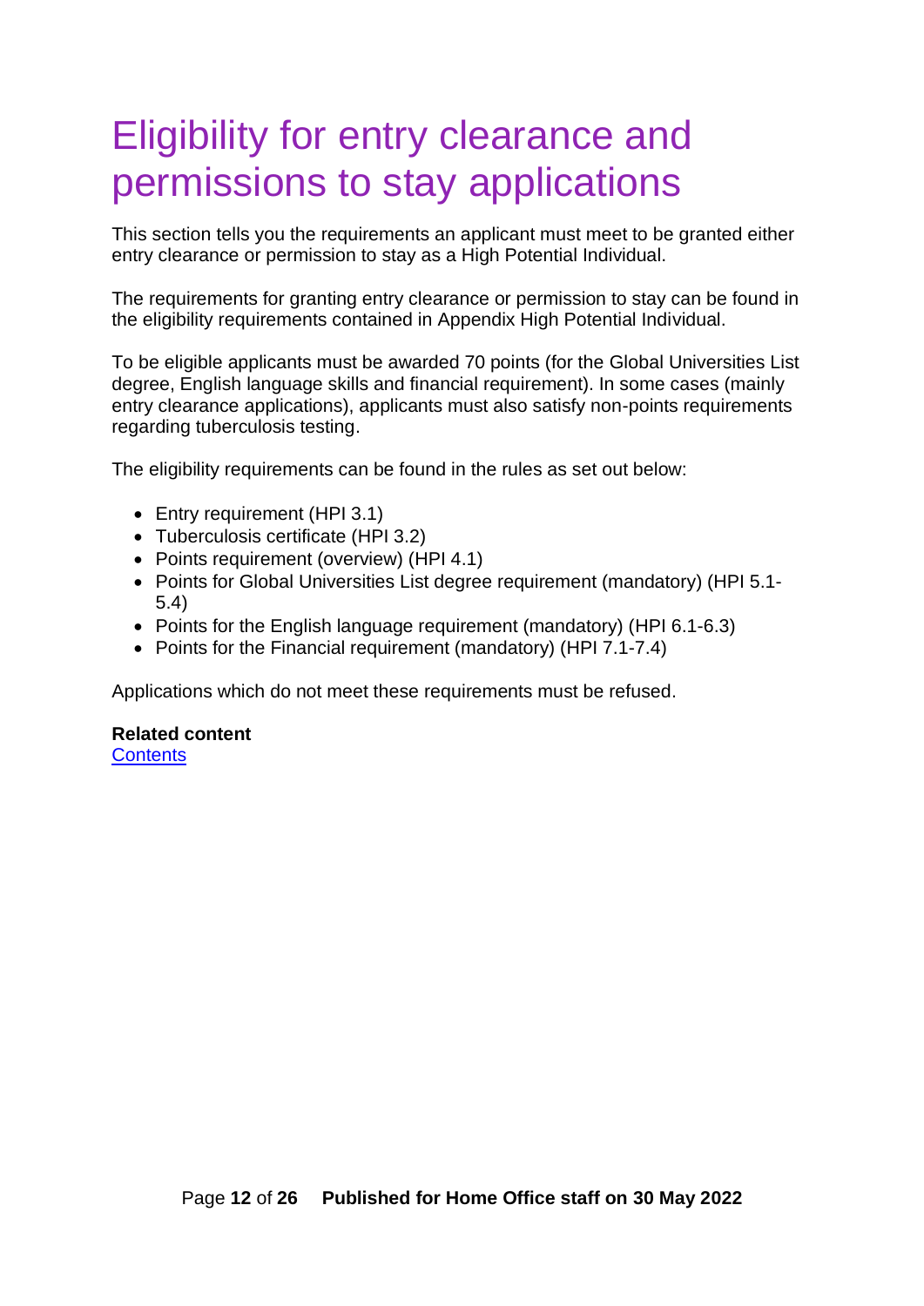# Eligibility for entry clearance and permissions to stay applications

This section tells you the requirements an applicant must meet to be granted either entry clearance or permission to stay as a High Potential Individual.

The requirements for granting entry clearance or permission to stay can be found in the eligibility requirements contained in Appendix High Potential Individual.

To be eligible applicants must be awarded 70 points (for the Global Universities List degree, English language skills and financial requirement). In some cases (mainly entry clearance applications), applicants must also satisfy non-points requirements regarding tuberculosis testing.

The eligibility requirements can be found in the rules as set out below:

- Entry requirement (HPI 3.1)
- Tuberculosis certificate (HPI 3.2)
- Points requirement (overview) (HPI 4.1)
- Points for Global Universities List degree requirement (mandatory) (HPI 5.1-5.4)
- Points for the English language requirement (mandatory) (HPI 6.1-6.3)
- Points for the Financial requirement (mandatory) (HPI 7.1-7.4)

Applications which do not meet these requirements must be refused.

**Related content**
[Contents]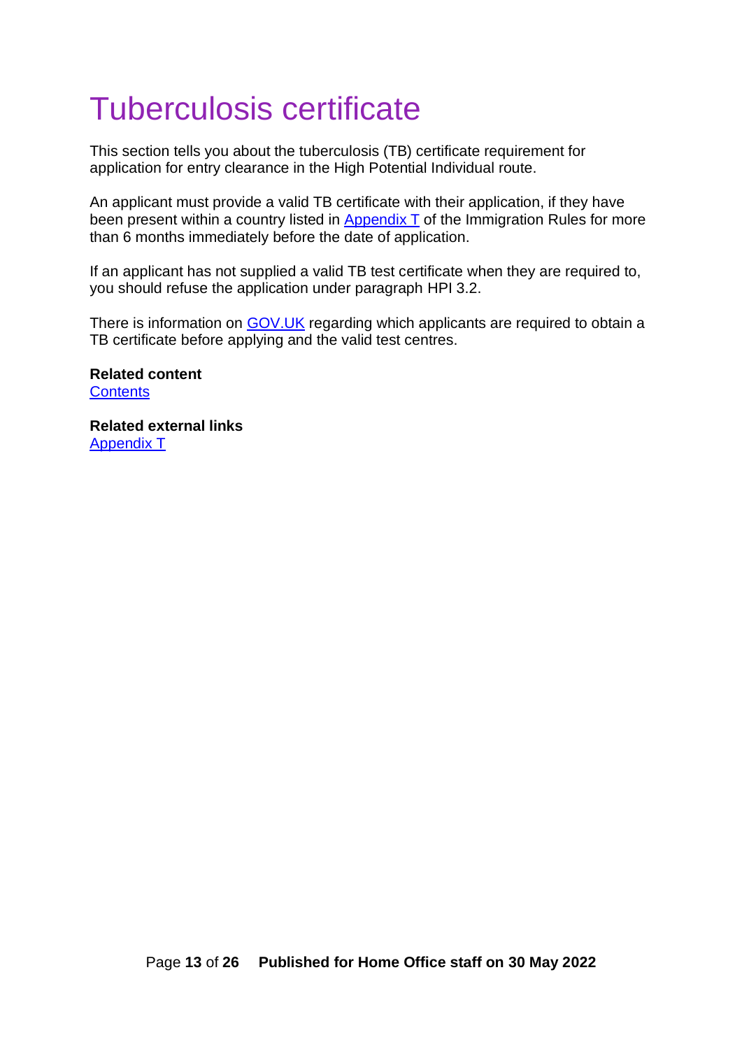# Tuberculosis certificate

This section tells you about the tuberculosis (TB) certificate requirement for application for entry clearance in the High Potential Individual route.

An applicant must provide a valid TB certificate with their application, if they have been present within a country listed in Appendix T of the Immigration Rules for more than 6 months immediately before the date of application.

If an applicant has not supplied a valid TB test certificate when they are required to, you should refuse the application under paragraph HPI 3.2.

There is information on GOV.UK regarding which applicants are required to obtain a TB certificate before applying and the valid test centres.

**Related content**
Contents

**Related external links**
Appendix T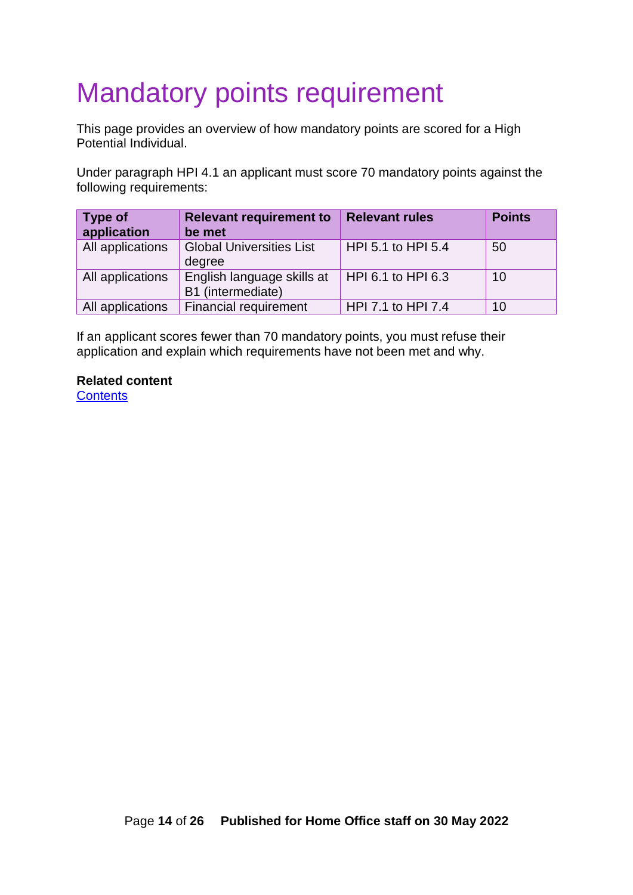# Mandatory points requirement

This page provides an overview of how mandatory points are scored for a High Potential Individual.

Under paragraph HPI 4.1 an applicant must score 70 mandatory points against the following requirements:

| Type of application | Relevant requirement to be met | Relevant rules | Points |
|---|---|---|---|
| All applications | Global Universities List degree | HPI 5.1 to HPI 5.4 | 50 |
| All applications | English language skills at B1 (intermediate) | HPI 6.1 to HPI 6.3 | 10 |
| All applications | Financial requirement | HPI 7.1 to HPI 7.4 | 10 |

If an applicant scores fewer than 70 mandatory points, you must refuse their application and explain which requirements have not been met and why.

**Related content**
[Contents]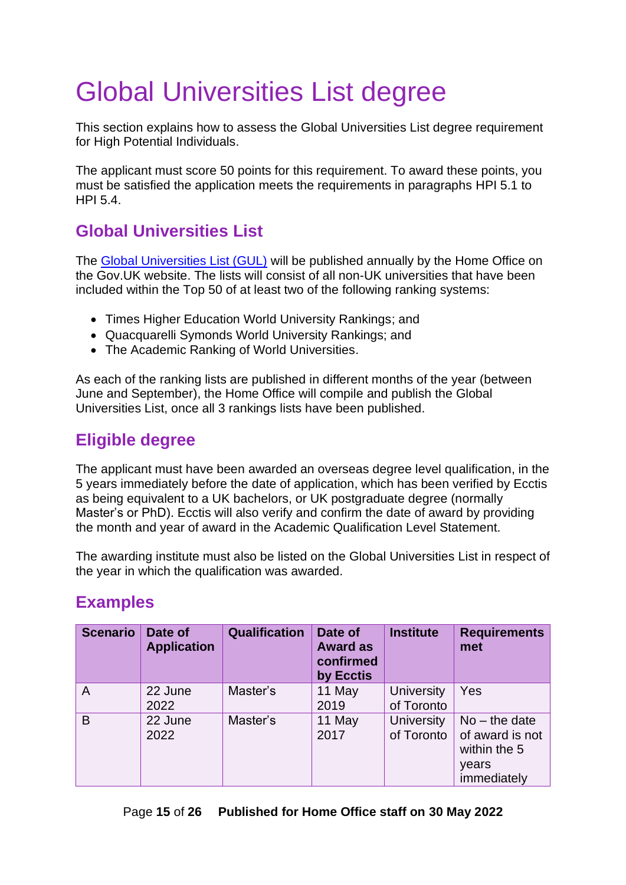# Global Universities List degree

This section explains how to assess the Global Universities List degree requirement for High Potential Individuals.

The applicant must score 50 points for this requirement. To award these points, you must be satisfied the application meets the requirements in paragraphs HPI 5.1 to HPI 5.4.

## Global Universities List

The [Global Universities List (GUL)]() will be published annually by the Home Office on the Gov.UK website. The lists will consist of all non-UK universities that have been included within the Top 50 of at least two of the following ranking systems:

- Times Higher Education World University Rankings; and
- Quacquarelli Symonds World University Rankings; and
- The Academic Ranking of World Universities.

As each of the ranking lists are published in different months of the year (between June and September), the Home Office will compile and publish the Global Universities List, once all 3 rankings lists have been published.

## Eligible degree

The applicant must have been awarded an overseas degree level qualification, in the 5 years immediately before the date of application, which has been verified by Ecctis as being equivalent to a UK bachelors, or UK postgraduate degree (normally Master's or PhD). Ecctis will also verify and confirm the date of award by providing the month and year of award in the Academic Qualification Level Statement.

The awarding institute must also be listed on the Global Universities List in respect of the year in which the qualification was awarded.

## Examples

| Scenario | Date of Application | Qualification | Date of Award as confirmed by Ecctis | Institute | Requirements met |
|---|---|---|---|---|---|
| A | 22 June 2022 | Master's | 11 May 2019 | University of Toronto | Yes |
| B | 22 June 2022 | Master's | 11 May 2017 | University of Toronto | No – the date of award is not within the 5 years immediately |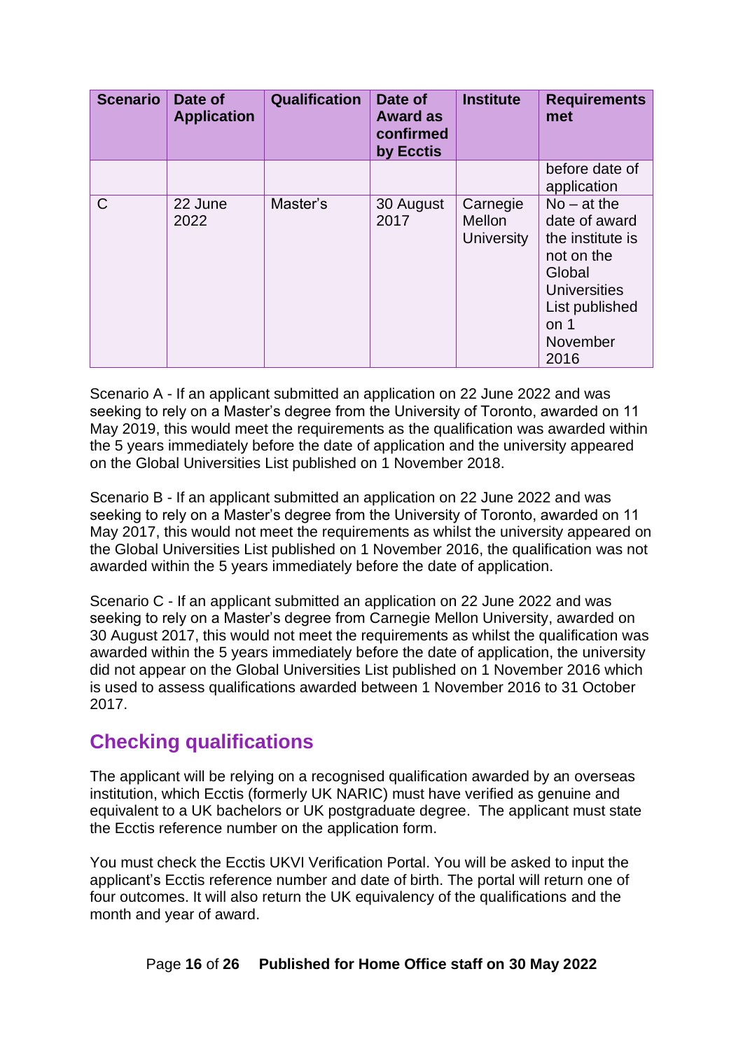| Scenario | Date of Application | Qualification | Date of Award as confirmed by Ecctis | Institute | Requirements met |
|---|---|---|---|---|---|
| | | | | | before date of application |
| C | 22 June 2022 | Master's | 30 August 2017 | Carnegie Mellon University | No – at the date of award the institute is not on the Global Universities List published on 1 November 2016 |

Scenario A - If an applicant submitted an application on 22 June 2022 and was seeking to rely on a Master's degree from the University of Toronto, awarded on 11 May 2019, this would meet the requirements as the qualification was awarded within the 5 years immediately before the date of application and the university appeared on the Global Universities List published on 1 November 2018.

Scenario B - If an applicant submitted an application on 22 June 2022 and was seeking to rely on a Master's degree from the University of Toronto, awarded on 11 May 2017, this would not meet the requirements as whilst the university appeared on the Global Universities List published on 1 November 2016, the qualification was not awarded within the 5 years immediately before the date of application.

Scenario C - If an applicant submitted an application on 22 June 2022 and was seeking to rely on a Master's degree from Carnegie Mellon University, awarded on 30 August 2017, this would not meet the requirements as whilst the qualification was awarded within the 5 years immediately before the date of application, the university did not appear on the Global Universities List published on 1 November 2016 which is used to assess qualifications awarded between 1 November 2016 to 31 October 2017.

## Checking qualifications

The applicant will be relying on a recognised qualification awarded by an overseas institution, which Ecctis (formerly UK NARIC) must have verified as genuine and equivalent to a UK bachelors or UK postgraduate degree. The applicant must state the Ecctis reference number on the application form.

You must check the Ecctis UKVI Verification Portal. You will be asked to input the applicant's Ecctis reference number and date of birth. The portal will return one of four outcomes. It will also return the UK equivalency of the qualifications and the month and year of award.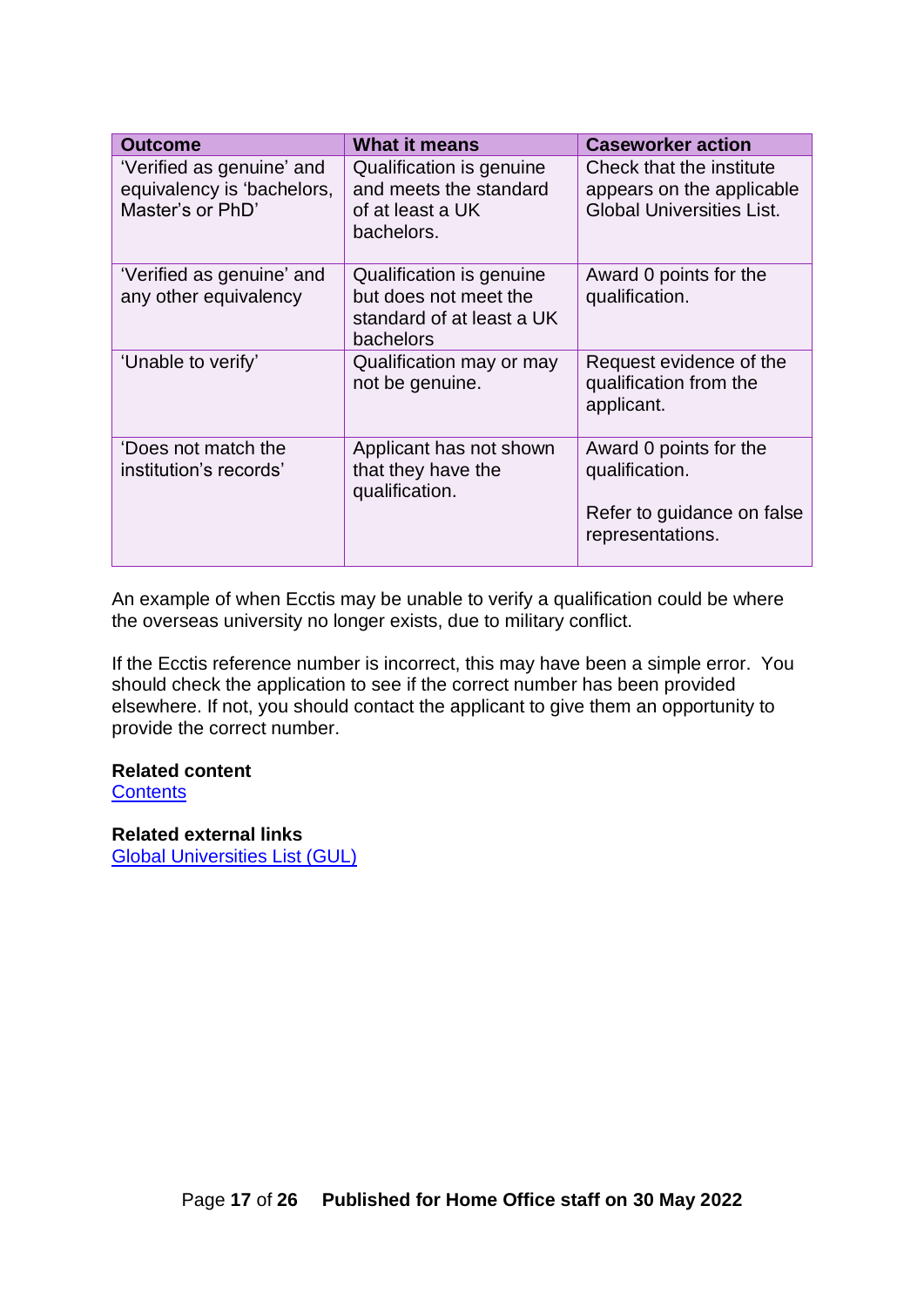| Outcome | What it means | Caseworker action |
| --- | --- | --- |
| 'Verified as genuine' and equivalency is 'bachelors, Master's or PhD' | Qualification is genuine and meets the standard of at least a UK bachelors. | Check that the institute appears on the applicable Global Universities List. |
| 'Verified as genuine' and any other equivalency | Qualification is genuine but does not meet the standard of at least a UK bachelors | Award 0 points for the qualification. |
| 'Unable to verify' | Qualification may or may not be genuine. | Request evidence of the qualification from the applicant. |
| 'Does not match the institution's records' | Applicant has not shown that they have the qualification. | Award 0 points for the qualification.<br><br>Refer to guidance on false representations. |

An example of when Ecctis may be unable to verify a qualification could be where the overseas university no longer exists, due to military conflict.

If the Ecctis reference number is incorrect, this may have been a simple error. You should check the application to see if the correct number has been provided elsewhere. If not, you should contact the applicant to give them an opportunity to provide the correct number.

**Related content**
[Contents]()

**Related external links**
[Global Universities List (GUL)]()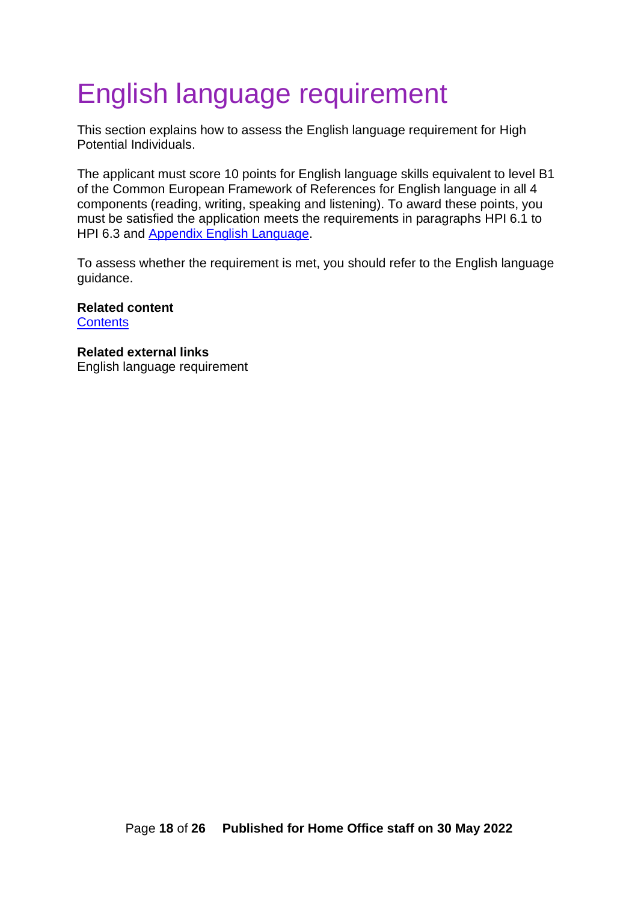# English language requirement

This section explains how to assess the English language requirement for High Potential Individuals.

The applicant must score 10 points for English language skills equivalent to level B1 of the Common European Framework of References for English language in all 4 components (reading, writing, speaking and listening). To award these points, you must be satisfied the application meets the requirements in paragraphs HPI 6.1 to HPI 6.3 and Appendix English Language.

To assess whether the requirement is met, you should refer to the English language guidance.

**Related content**
Contents

**Related external links**
English language requirement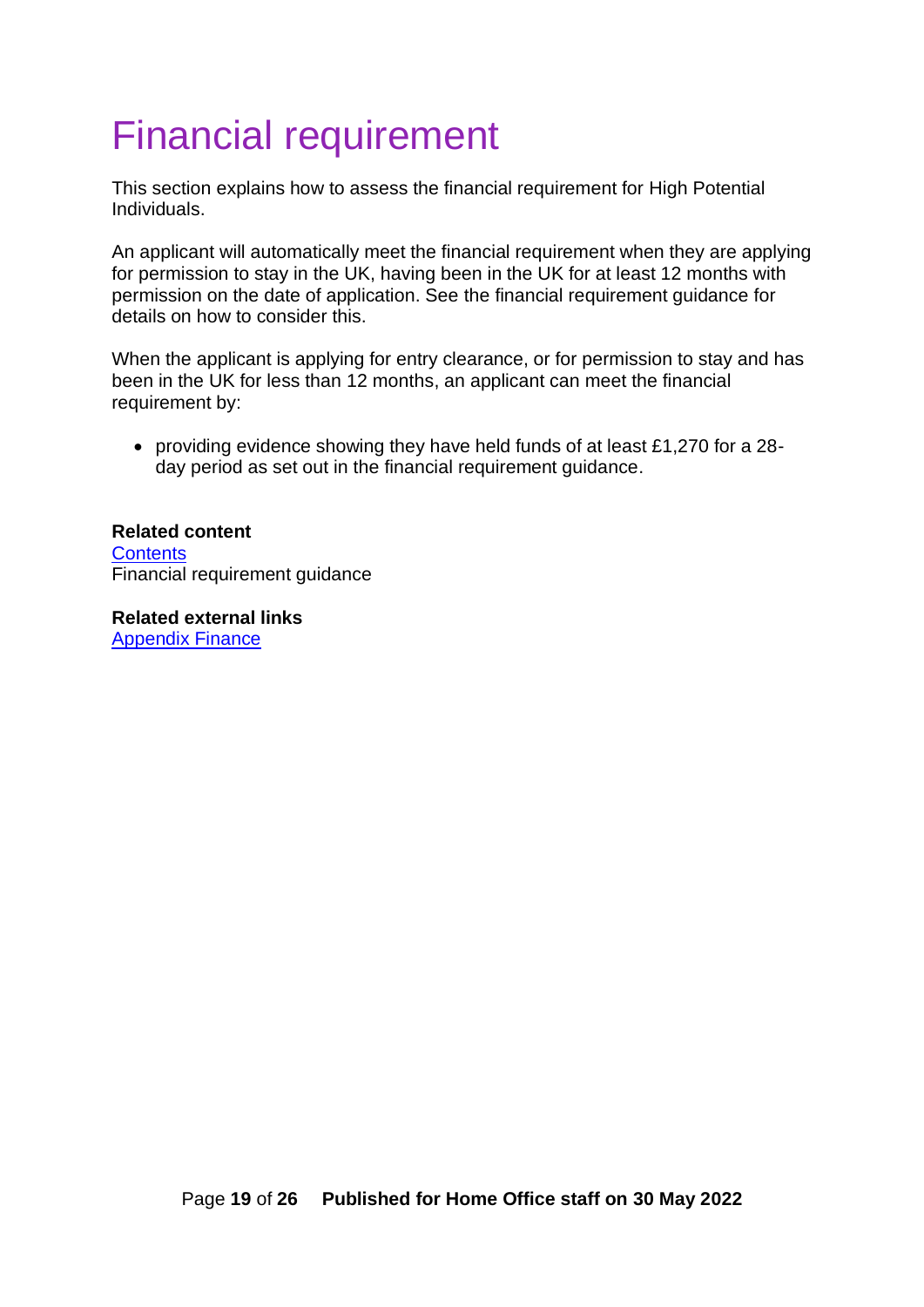# Financial requirement

This section explains how to assess the financial requirement for High Potential Individuals.

An applicant will automatically meet the financial requirement when they are applying for permission to stay in the UK, having been in the UK for at least 12 months with permission on the date of application. See the financial requirement guidance for details on how to consider this.

When the applicant is applying for entry clearance, or for permission to stay and has been in the UK for less than 12 months, an applicant can meet the financial requirement by:

- providing evidence showing they have held funds of at least £1,270 for a 28-day period as set out in the financial requirement guidance.

**Related content**
[Contents]
Financial requirement guidance

**Related external links**
[Appendix Finance]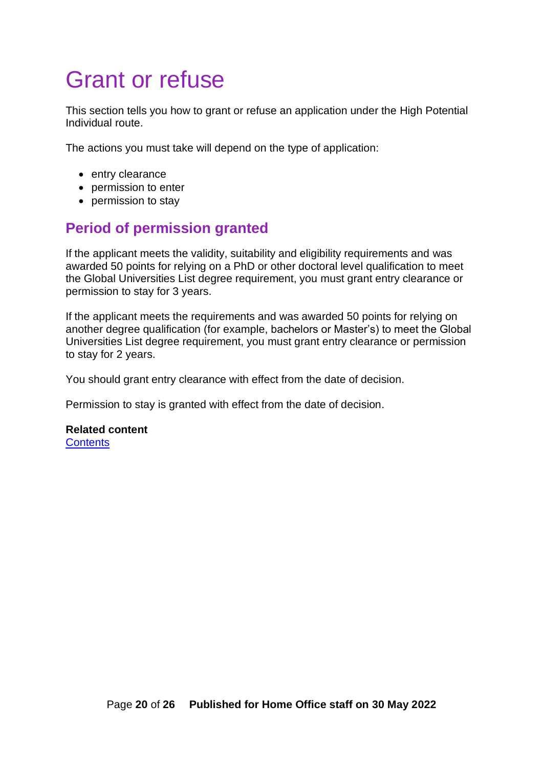# Grant or refuse

This section tells you how to grant or refuse an application under the High Potential Individual route.

The actions you must take will depend on the type of application:

- entry clearance
- permission to enter
- permission to stay

## Period of permission granted

If the applicant meets the validity, suitability and eligibility requirements and was awarded 50 points for relying on a PhD or other doctoral level qualification to meet the Global Universities List degree requirement, you must grant entry clearance or permission to stay for 3 years.

If the applicant meets the requirements and was awarded 50 points for relying on another degree qualification (for example, bachelors or Master's) to meet the Global Universities List degree requirement, you must grant entry clearance or permission to stay for 2 years.

You should grant entry clearance with effect from the date of decision.

Permission to stay is granted with effect from the date of decision.

**Related content**
[Contents]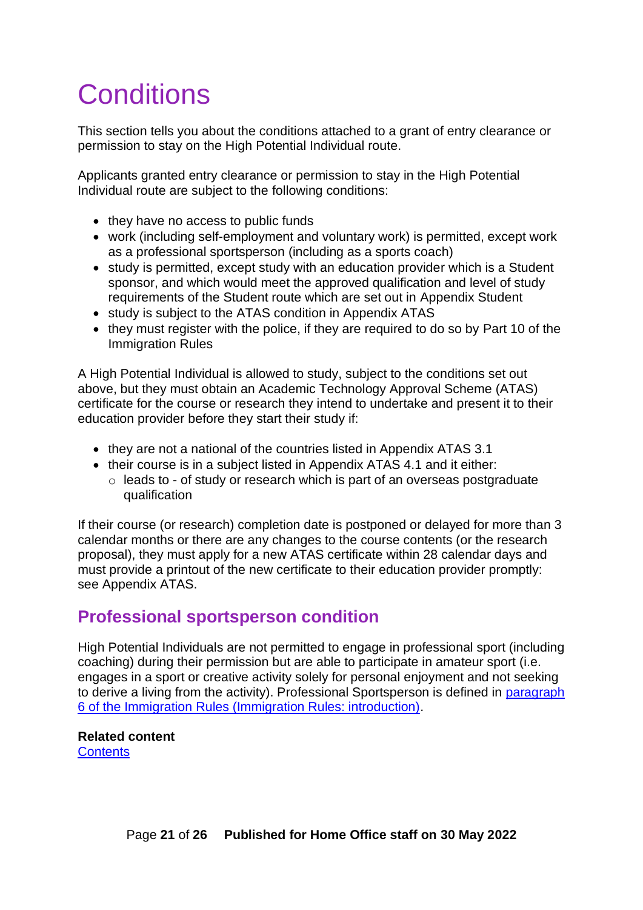# Conditions

This section tells you about the conditions attached to a grant of entry clearance or permission to stay on the High Potential Individual route.

Applicants granted entry clearance or permission to stay in the High Potential Individual route are subject to the following conditions:

- they have no access to public funds
- work (including self-employment and voluntary work) is permitted, except work as a professional sportsperson (including as a sports coach)
- study is permitted, except study with an education provider which is a Student sponsor, and which would meet the approved qualification and level of study requirements of the Student route which are set out in Appendix Student
- study is subject to the ATAS condition in Appendix ATAS
- they must register with the police, if they are required to do so by Part 10 of the Immigration Rules

A High Potential Individual is allowed to study, subject to the conditions set out above, but they must obtain an Academic Technology Approval Scheme (ATAS) certificate for the course or research they intend to undertake and present it to their education provider before they start their study if:

- they are not a national of the countries listed in Appendix ATAS 3.1
- their course is in a subject listed in Appendix ATAS 4.1 and it either:
  - leads to - of study or research which is part of an overseas postgraduate qualification

If their course (or research) completion date is postponed or delayed for more than 3 calendar months or there are any changes to the course contents (or the research proposal), they must apply for a new ATAS certificate within 28 calendar days and must provide a printout of the new certificate to their education provider promptly: see Appendix ATAS.

## Professional sportsperson condition

High Potential Individuals are not permitted to engage in professional sport (including coaching) during their permission but are able to participate in amateur sport (i.e. engages in a sport or creative activity solely for personal enjoyment and not seeking to derive a living from the activity). Professional Sportsperson is defined in [paragraph 6 of the Immigration Rules (Immigration Rules: introduction)](#).

**Related content**
[Contents](#)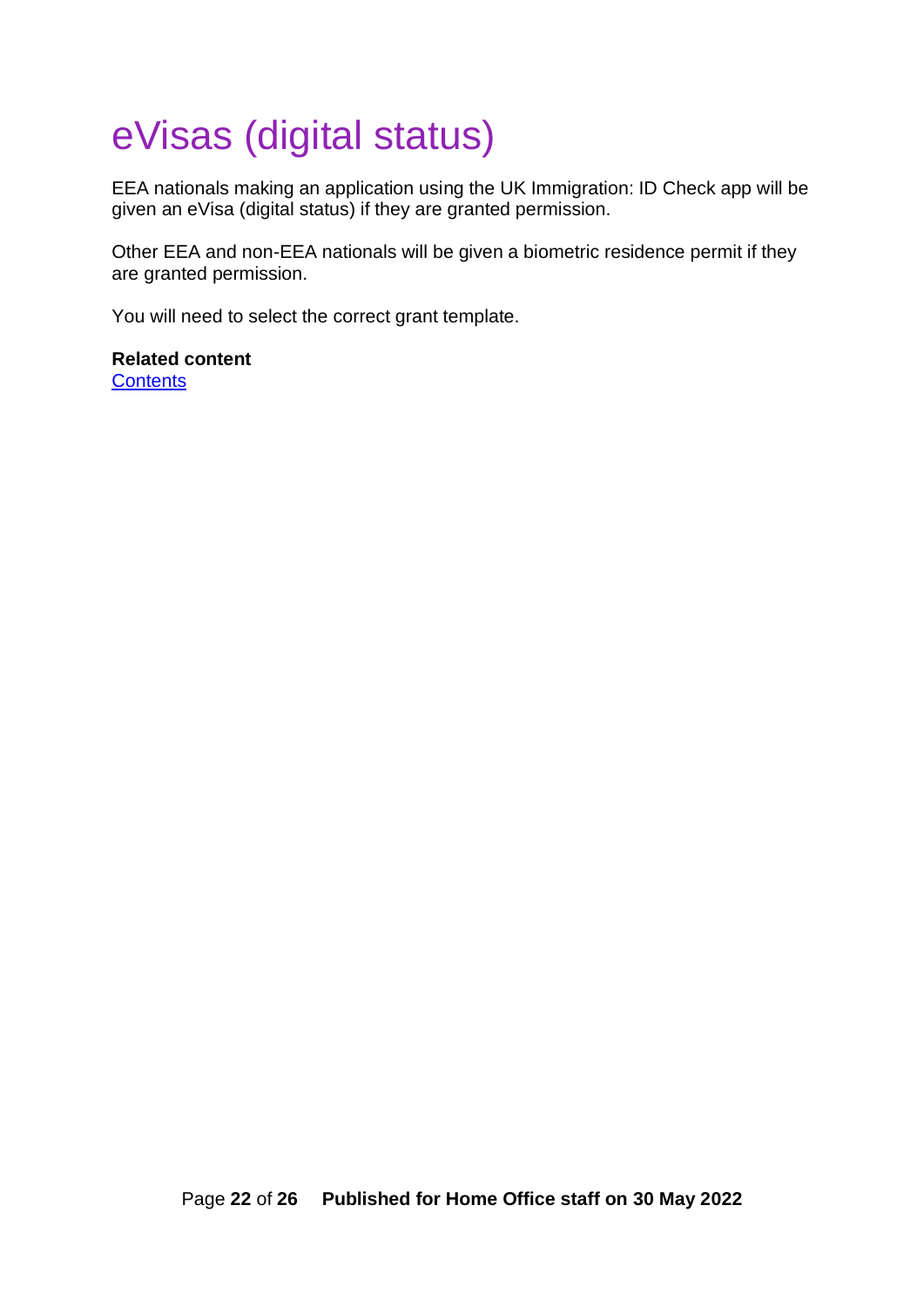# eVisas (digital status)

EEA nationals making an application using the UK Immigration: ID Check app will be given an eVisa (digital status) if they are granted permission.

Other EEA and non-EEA nationals will be given a biometric residence permit if they are granted permission.

You will need to select the correct grant template.

**Related content**
Contents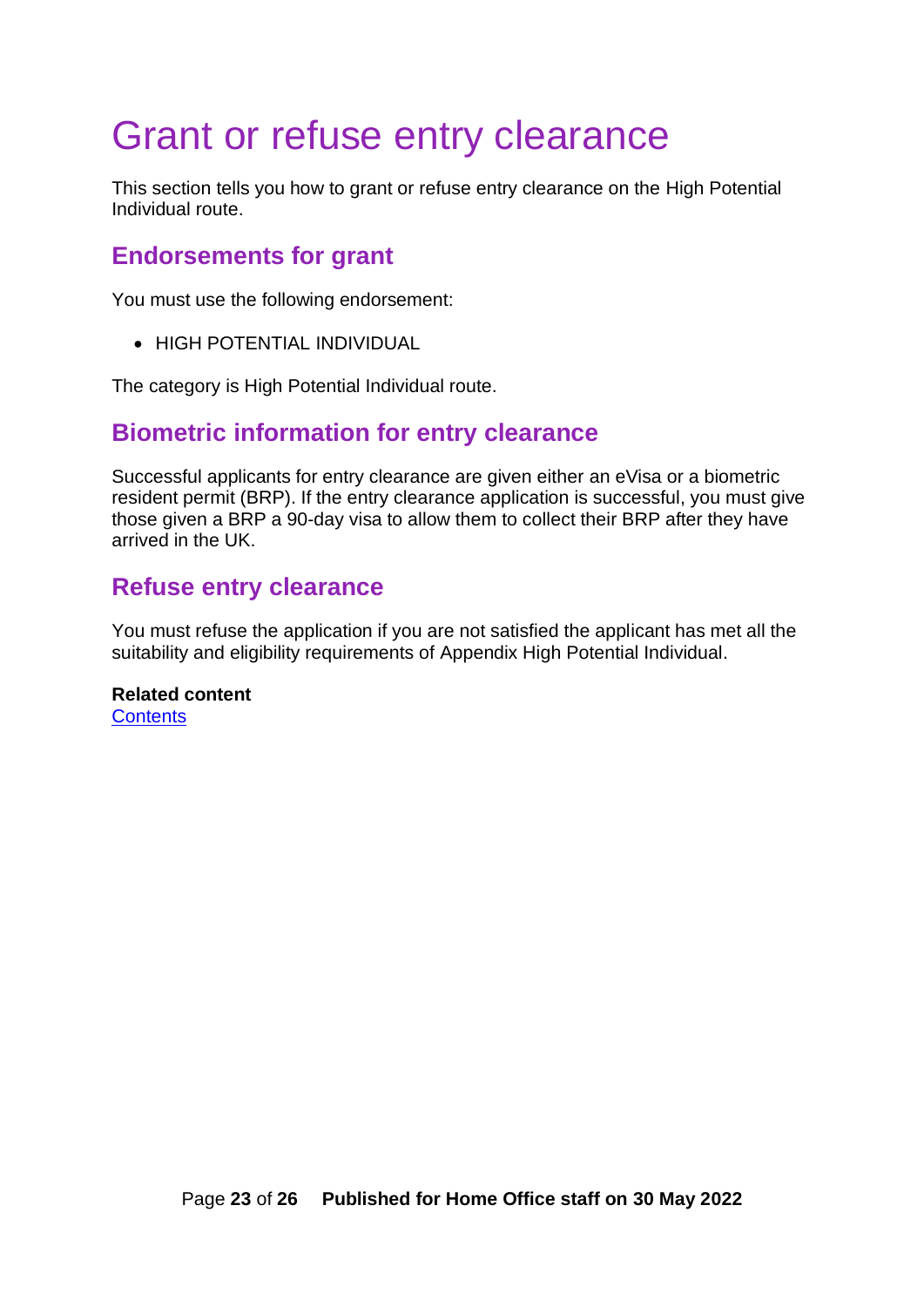# Grant or refuse entry clearance

This section tells you how to grant or refuse entry clearance on the High Potential Individual route.

## Endorsements for grant

You must use the following endorsement:

- HIGH POTENTIAL INDIVIDUAL

The category is High Potential Individual route.

## Biometric information for entry clearance

Successful applicants for entry clearance are given either an eVisa or a biometric resident permit (BRP). If the entry clearance application is successful, you must give those given a BRP a 90-day visa to allow them to collect their BRP after they have arrived in the UK.

## Refuse entry clearance

You must refuse the application if you are not satisfied the applicant has met all the suitability and eligibility requirements of Appendix High Potential Individual.

**Related content**
[Contents]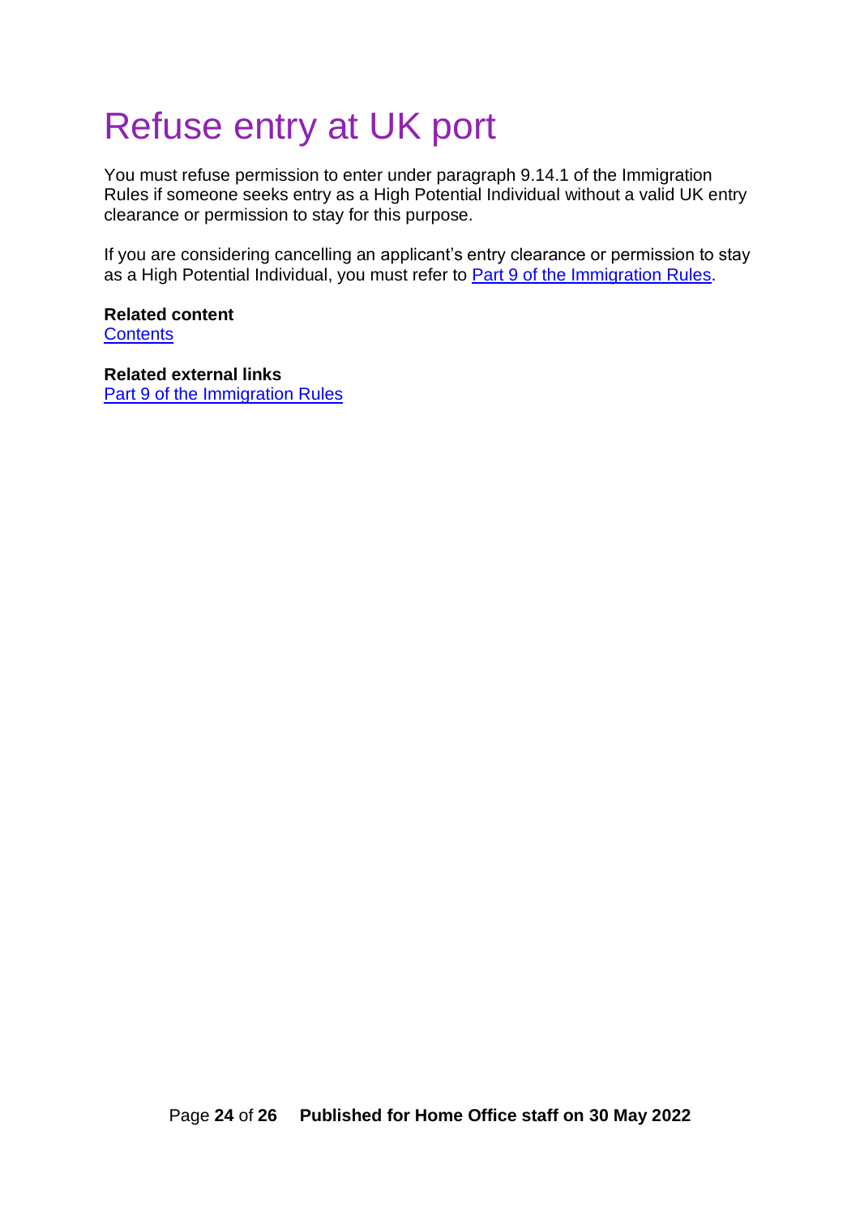# Refuse entry at UK port

You must refuse permission to enter under paragraph 9.14.1 of the Immigration Rules if someone seeks entry as a High Potential Individual without a valid UK entry clearance or permission to stay for this purpose.

If you are considering cancelling an applicant's entry clearance or permission to stay as a High Potential Individual, you must refer to Part 9 of the Immigration Rules.

**Related content**
Contents

**Related external links**
Part 9 of the Immigration Rules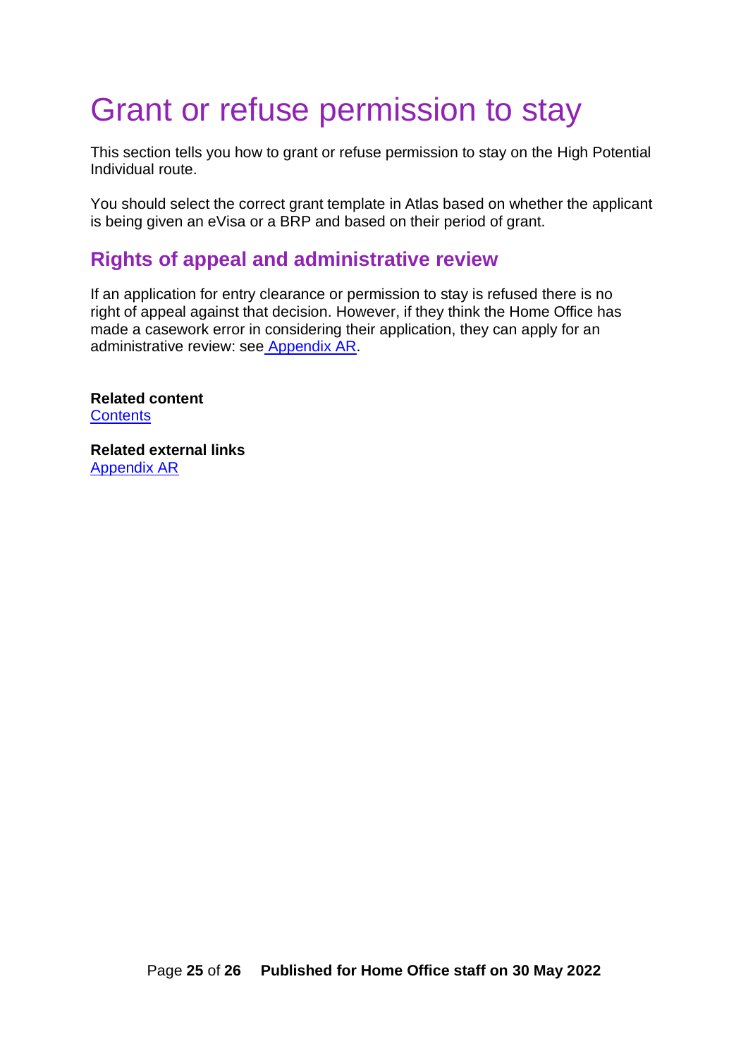# Grant or refuse permission to stay

This section tells you how to grant or refuse permission to stay on the High Potential Individual route.

You should select the correct grant template in Atlas based on whether the applicant is being given an eVisa or a BRP and based on their period of grant.

## Rights of appeal and administrative review

If an application for entry clearance or permission to stay is refused there is no right of appeal against that decision. However, if they think the Home Office has made a casework error in considering their application, they can apply for an administrative review: see Appendix AR.

**Related content**
Contents

**Related external links**
Appendix AR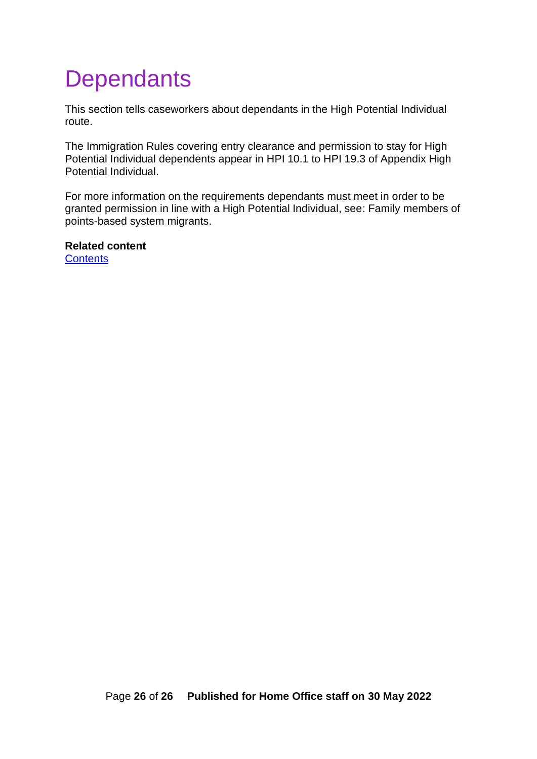# Dependants

This section tells caseworkers about dependants in the High Potential Individual route.

The Immigration Rules covering entry clearance and permission to stay for High Potential Individual dependents appear in HPI 10.1 to HPI 19.3 of Appendix High Potential Individual.

For more information on the requirements dependants must meet in order to be granted permission in line with a High Potential Individual, see: Family members of points-based system migrants.

**Related content**
[Contents]